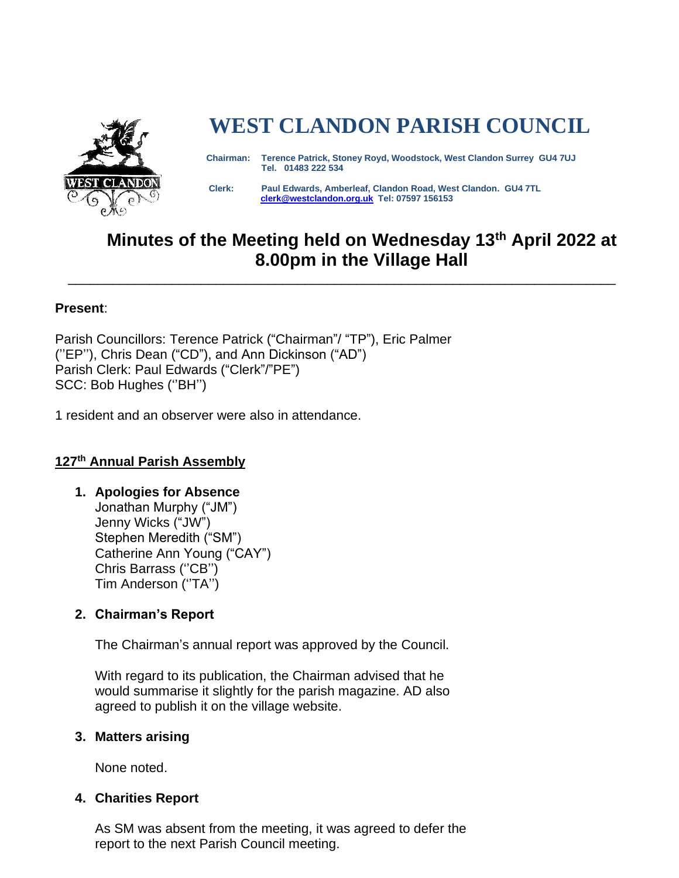# WEST CLANDON PARISH COUNCIL

**Chairman:** Terence Patrick, Stoney Royd, Woodstock, West Clandon Surrey GU4 7UJ
Tel. 01483 222 534

**Clerk:** Paul Edwards, Amberleaf, Clandon Road, West Clandon. GU4 7TL
clerk@westclandon.org.uk Tel: 07597 156153

## Minutes of the Meeting held on Wednesday 13th April 2022 at 8.00pm in the Village Hall

---

**Present**:

Parish Councillors: Terence Patrick ("Chairman"/ "TP"), Eric Palmer (''EP''), Chris Dean ("CD"), and Ann Dickinson ("AD")
Parish Clerk: Paul Edwards ("Clerk"/"PE")
SCC: Bob Hughes (''BH'')

1 resident and an observer were also in attendance.

### 127th Annual Parish Assembly

1. **Apologies for Absence**
   Jonathan Murphy ("JM")
   Jenny Wicks ("JW")
   Stephen Meredith ("SM")
   Catherine Ann Young ("CAY")
   Chris Barrass (''CB'')
   Tim Anderson (''TA'')

2. **Chairman's Report**

   The Chairman's annual report was approved by the Council.

   With regard to its publication, the Chairman advised that he would summarise it slightly for the parish magazine. AD also agreed to publish it on the village website.

3. **Matters arising**

   None noted.

4. **Charities Report**

   As SM was absent from the meeting, it was agreed to defer the report to the next Parish Council meeting.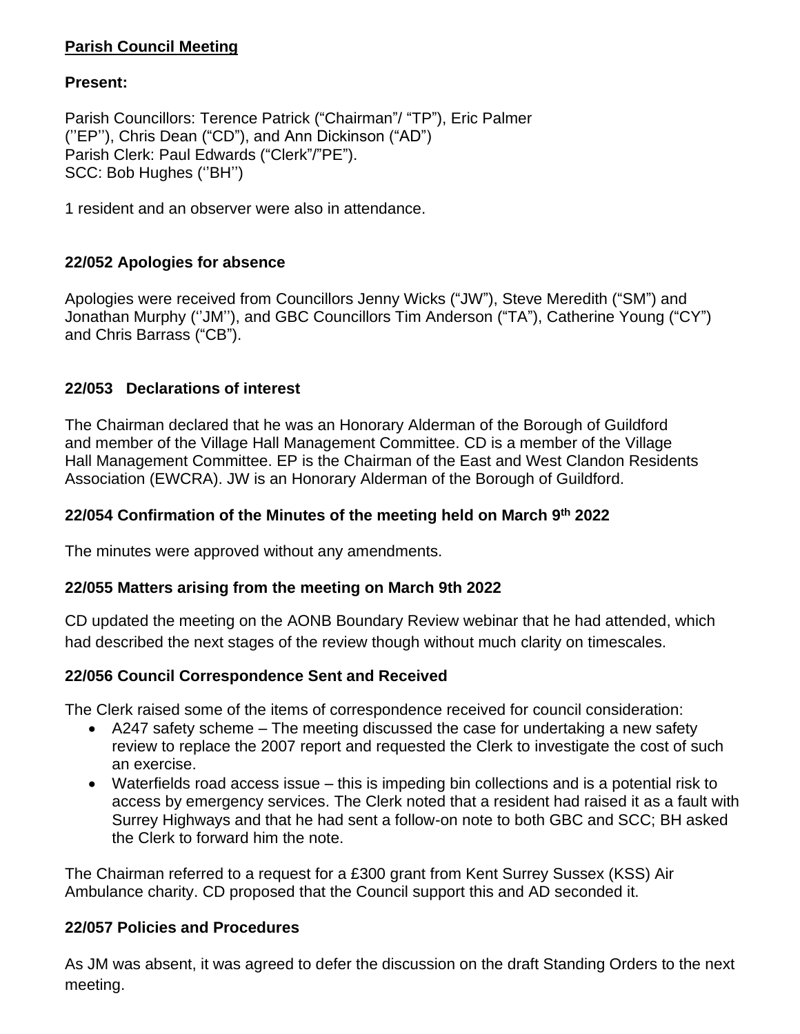**Parish Council Meeting**

**Present:**

Parish Councillors: Terence Patrick (“Chairman”/ “TP”), Eric Palmer (''EP''), Chris Dean (“CD”), and Ann Dickinson (“AD”)
Parish Clerk: Paul Edwards (“Clerk”/”PE”).
SCC: Bob Hughes (''BH'')

1 resident and an observer were also in attendance.

### 22/052 Apologies for absence

Apologies were received from Councillors Jenny Wicks (“JW”), Steve Meredith (“SM”) and Jonathan Murphy (''JM''), and GBC Councillors Tim Anderson (“TA”), Catherine Young (“CY”) and Chris Barrass (“CB”).

### 22/053 Declarations of interest

The Chairman declared that he was an Honorary Alderman of the Borough of Guildford and member of the Village Hall Management Committee. CD is a member of the Village Hall Management Committee. EP is the Chairman of the East and West Clandon Residents Association (EWCRA). JW is an Honorary Alderman of the Borough of Guildford.

### 22/054 Confirmation of the Minutes of the meeting held on March 9th 2022

The minutes were approved without any amendments.

### 22/055 Matters arising from the meeting on March 9th 2022

CD updated the meeting on the AONB Boundary Review webinar that he had attended, which had described the next stages of the review though without much clarity on timescales.

### 22/056 Council Correspondence Sent and Received

The Clerk raised some of the items of correspondence received for council consideration:

- A247 safety scheme – The meeting discussed the case for undertaking a new safety review to replace the 2007 report and requested the Clerk to investigate the cost of such an exercise.
- Waterfields road access issue – this is impeding bin collections and is a potential risk to access by emergency services. The Clerk noted that a resident had raised it as a fault with Surrey Highways and that he had sent a follow-on note to both GBC and SCC; BH asked the Clerk to forward him the note.

The Chairman referred to a request for a £300 grant from Kent Surrey Sussex (KSS) Air Ambulance charity. CD proposed that the Council support this and AD seconded it.

### 22/057 Policies and Procedures

As JM was absent, it was agreed to defer the discussion on the draft Standing Orders to the next meeting.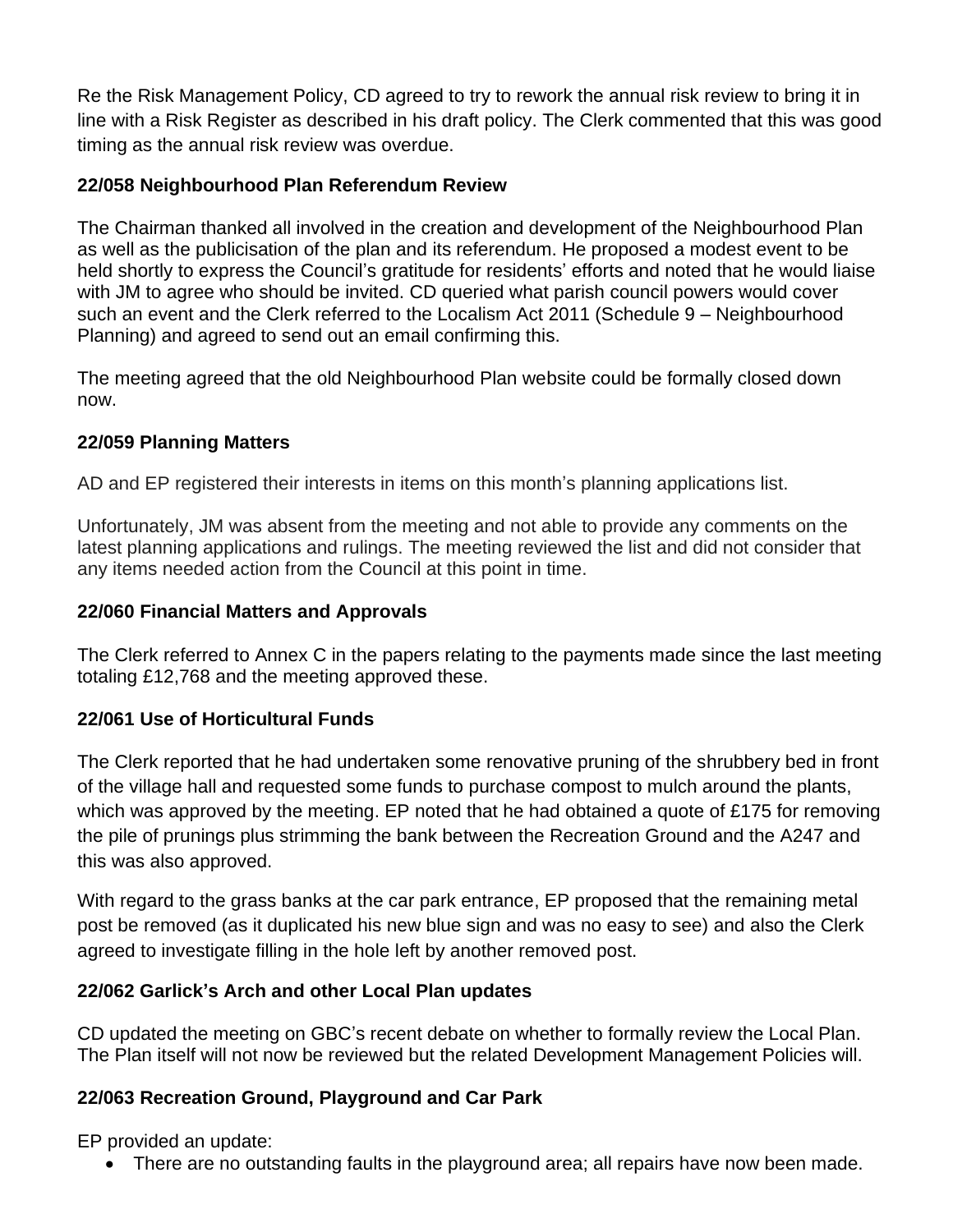Re the Risk Management Policy, CD agreed to try to rework the annual risk review to bring it in line with a Risk Register as described in his draft policy. The Clerk commented that this was good timing as the annual risk review was overdue.

### 22/058 Neighbourhood Plan Referendum Review

The Chairman thanked all involved in the creation and development of the Neighbourhood Plan as well as the publicisation of the plan and its referendum. He proposed a modest event to be held shortly to express the Council's gratitude for residents' efforts and noted that he would liaise with JM to agree who should be invited. CD queried what parish council powers would cover such an event and the Clerk referred to the Localism Act 2011 (Schedule 9 – Neighbourhood Planning) and agreed to send out an email confirming this.

The meeting agreed that the old Neighbourhood Plan website could be formally closed down now.

### 22/059 Planning Matters

AD and EP registered their interests in items on this month's planning applications list.

Unfortunately, JM was absent from the meeting and not able to provide any comments on the latest planning applications and rulings. The meeting reviewed the list and did not consider that any items needed action from the Council at this point in time.

### 22/060 Financial Matters and Approvals

The Clerk referred to Annex C in the papers relating to the payments made since the last meeting totaling £12,768 and the meeting approved these.

### 22/061 Use of Horticultural Funds

The Clerk reported that he had undertaken some renovative pruning of the shrubbery bed in front of the village hall and requested some funds to purchase compost to mulch around the plants, which was approved by the meeting. EP noted that he had obtained a quote of £175 for removing the pile of prunings plus strimming the bank between the Recreation Ground and the A247 and this was also approved.

With regard to the grass banks at the car park entrance, EP proposed that the remaining metal post be removed (as it duplicated his new blue sign and was no easy to see) and also the Clerk agreed to investigate filling in the hole left by another removed post.

### 22/062 Garlick's Arch and other Local Plan updates

CD updated the meeting on GBC's recent debate on whether to formally review the Local Plan. The Plan itself will not now be reviewed but the related Development Management Policies will.

### 22/063 Recreation Ground, Playground and Car Park

EP provided an update:

- There are no outstanding faults in the playground area; all repairs have now been made.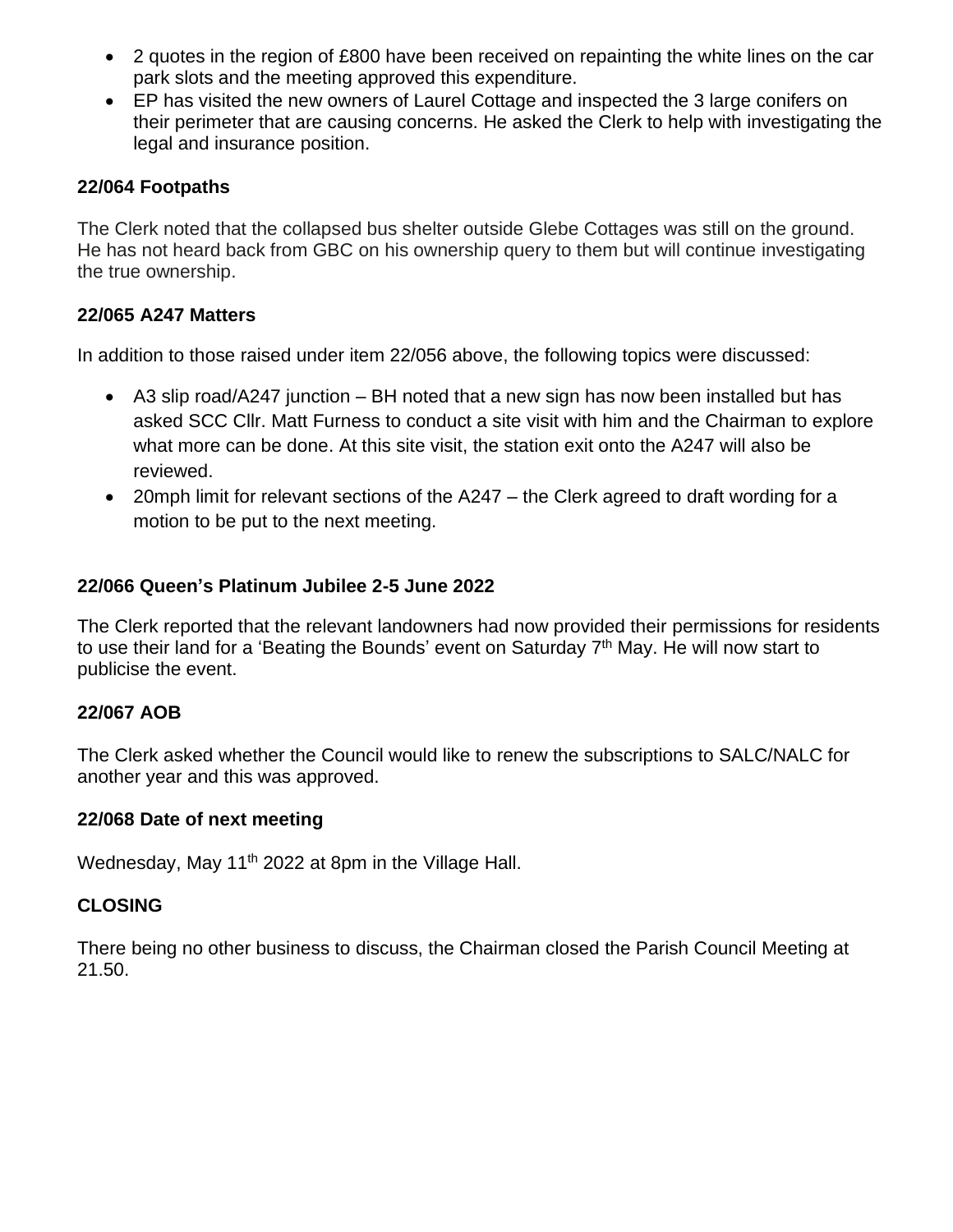- 2 quotes in the region of £800 have been received on repainting the white lines on the car park slots and the meeting approved this expenditure.
- EP has visited the new owners of Laurel Cottage and inspected the 3 large conifers on their perimeter that are causing concerns. He asked the Clerk to help with investigating the legal and insurance position.

### 22/064 Footpaths

The Clerk noted that the collapsed bus shelter outside Glebe Cottages was still on the ground. He has not heard back from GBC on his ownership query to them but will continue investigating the true ownership.

### 22/065 A247 Matters

In addition to those raised under item 22/056 above, the following topics were discussed:

- A3 slip road/A247 junction – BH noted that a new sign has now been installed but has asked SCC Cllr. Matt Furness to conduct a site visit with him and the Chairman to explore what more can be done. At this site visit, the station exit onto the A247 will also be reviewed.
- 20mph limit for relevant sections of the A247 – the Clerk agreed to draft wording for a motion to be put to the next meeting.

### 22/066 Queen's Platinum Jubilee 2-5 June 2022

The Clerk reported that the relevant landowners had now provided their permissions for residents to use their land for a 'Beating the Bounds' event on Saturday 7th May. He will now start to publicise the event.

### 22/067 AOB

The Clerk asked whether the Council would like to renew the subscriptions to SALC/NALC for another year and this was approved.

### 22/068 Date of next meeting

Wednesday, May 11th 2022 at 8pm in the Village Hall.

### CLOSING

There being no other business to discuss, the Chairman closed the Parish Council Meeting at 21.50.